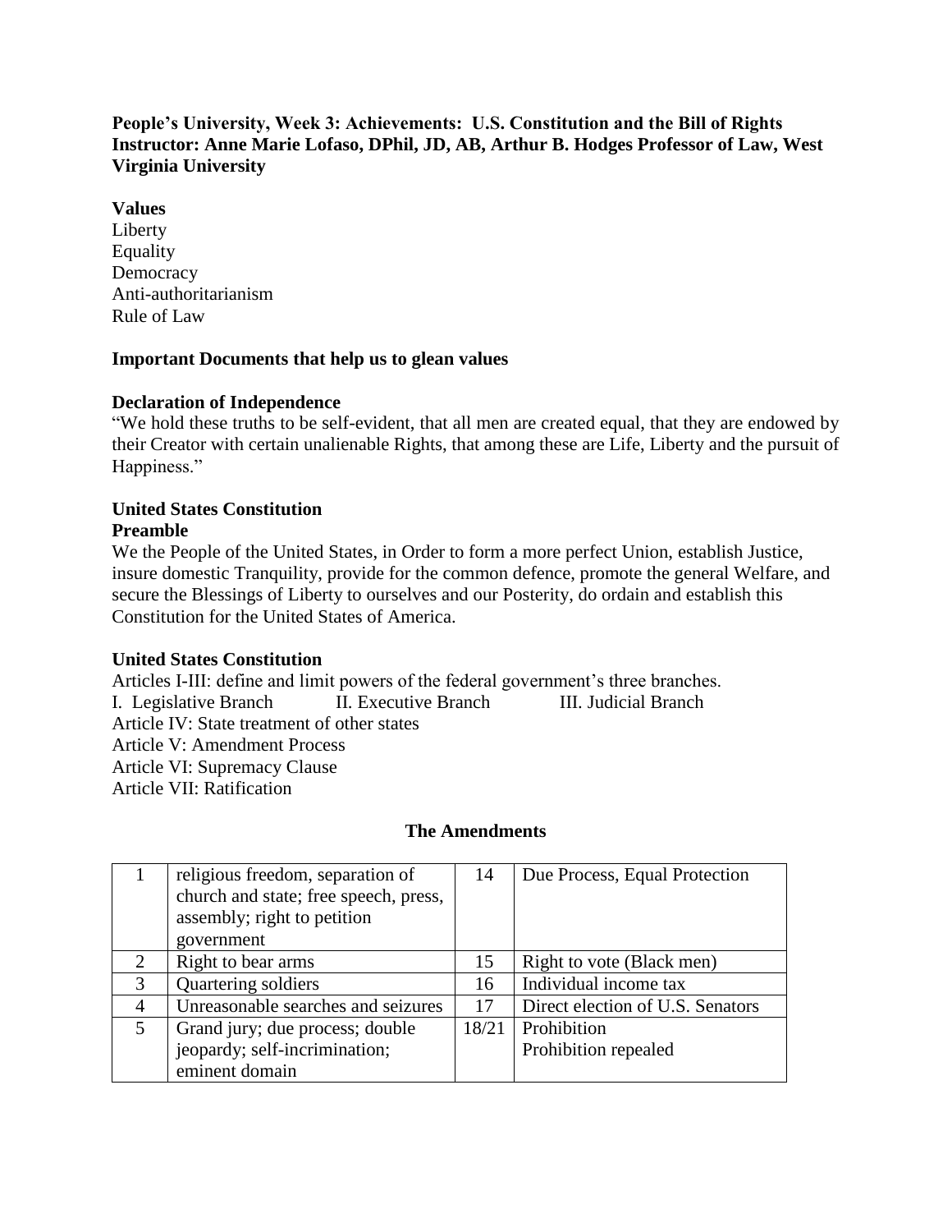**People's University, Week 3: Achievements: U.S. Constitution and the Bill of Rights**
**Instructor: Anne Marie Lofaso, DPhil, JD, AB, Arthur B. Hodges Professor of Law, West Virginia University**

**Values**
Liberty
Equality
Democracy
Anti-authoritarianism
Rule of Law

**Important Documents that help us to glean values**

**Declaration of Independence**
"We hold these truths to be self-evident, that all men are created equal, that they are endowed by their Creator with certain unalienable Rights, that among these are Life, Liberty and the pursuit of Happiness."

**United States Constitution**
**Preamble**
We the People of the United States, in Order to form a more perfect Union, establish Justice, insure domestic Tranquility, provide for the common defence, promote the general Welfare, and secure the Blessings of Liberty to ourselves and our Posterity, do ordain and establish this Constitution for the United States of America.

**United States Constitution**
Articles I-III: define and limit powers of the federal government's three branches.
I. Legislative Branch    II. Executive Branch    III. Judicial Branch
Article IV: State treatment of other states
Article V: Amendment Process
Article VI: Supremacy Clause
Article VII: Ratification

**The Amendments**

| | | | |
|---|---|---|---|
| 1 | religious freedom, separation of church and state; free speech, press, assembly; right to petition government | 14 | Due Process, Equal Protection |
| 2 | Right to bear arms | 15 | Right to vote (Black men) |
| 3 | Quartering soldiers | 16 | Individual income tax |
| 4 | Unreasonable searches and seizures | 17 | Direct election of U.S. Senators |
| 5 | Grand jury; due process; double jeopardy; self-incrimination; eminent domain | 18/21 | Prohibition<br>Prohibition repealed |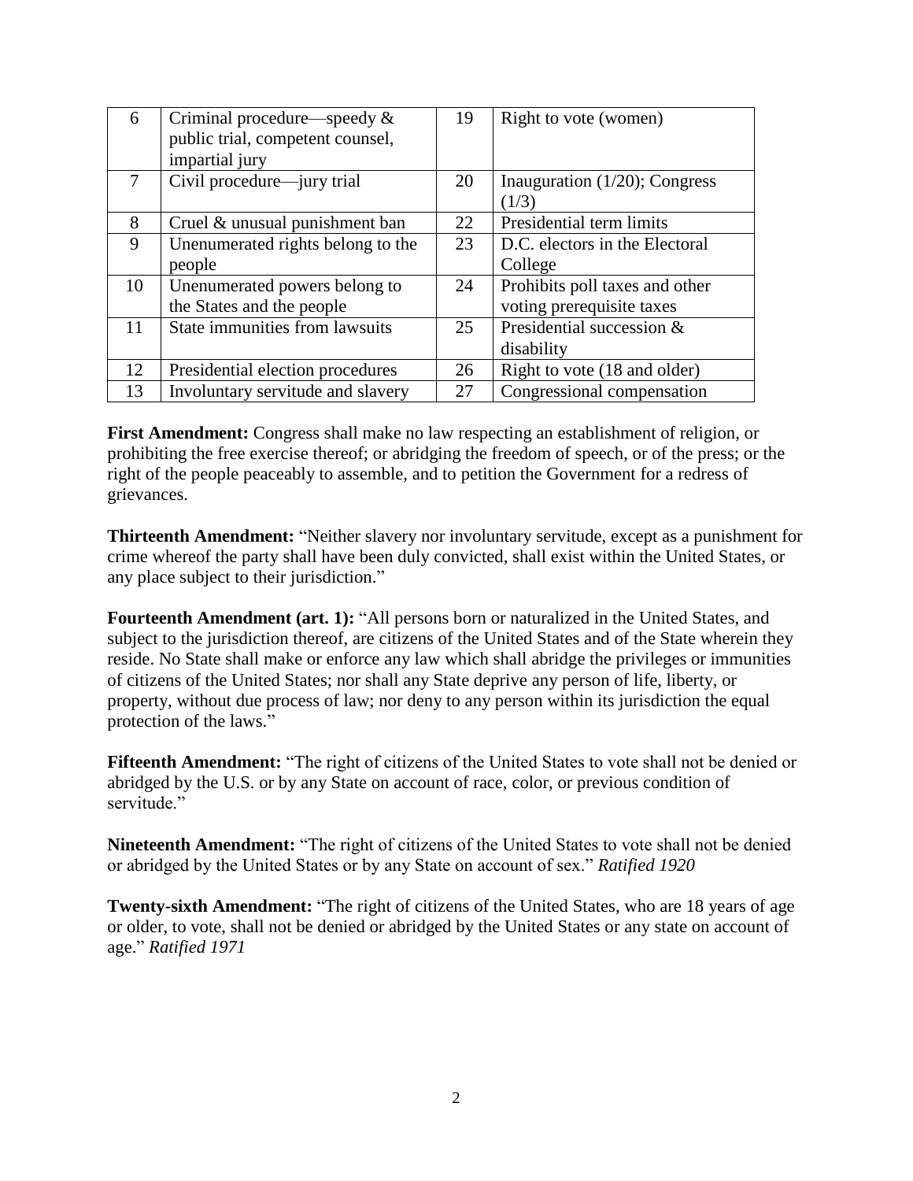| | | | |
|---|---|---|---|
| 6 | Criminal procedure—speedy & public trial, competent counsel, impartial jury | 19 | Right to vote (women) |
| 7 | Civil procedure—jury trial | 20 | Inauguration (1/20); Congress (1/3) |
| 8 | Cruel & unusual punishment ban | 22 | Presidential term limits |
| 9 | Unenumerated rights belong to the people | 23 | D.C. electors in the Electoral College |
| 10 | Unenumerated powers belong to the States and the people | 24 | Prohibits poll taxes and other voting prerequisite taxes |
| 11 | State immunities from lawsuits | 25 | Presidential succession & disability |
| 12 | Presidential election procedures | 26 | Right to vote (18 and older) |
| 13 | Involuntary servitude and slavery | 27 | Congressional compensation |

**First Amendment:** Congress shall make no law respecting an establishment of religion, or prohibiting the free exercise thereof; or abridging the freedom of speech, or of the press; or the right of the people peaceably to assemble, and to petition the Government for a redress of grievances.

**Thirteenth Amendment:** "Neither slavery nor involuntary servitude, except as a punishment for crime whereof the party shall have been duly convicted, shall exist within the United States, or any place subject to their jurisdiction."

**Fourteenth Amendment (art. 1):** "All persons born or naturalized in the United States, and subject to the jurisdiction thereof, are citizens of the United States and of the State wherein they reside. No State shall make or enforce any law which shall abridge the privileges or immunities of citizens of the United States; nor shall any State deprive any person of life, liberty, or property, without due process of law; nor deny to any person within its jurisdiction the equal protection of the laws."

**Fifteenth Amendment:** "The right of citizens of the United States to vote shall not be denied or abridged by the U.S. or by any State on account of race, color, or previous condition of servitude."

**Nineteenth Amendment:** "The right of citizens of the United States to vote shall not be denied or abridged by the United States or by any State on account of sex." *Ratified 1920*

**Twenty-sixth Amendment:** "The right of citizens of the United States, who are 18 years of age or older, to vote, shall not be denied or abridged by the United States or any state on account of age." *Ratified 1971*